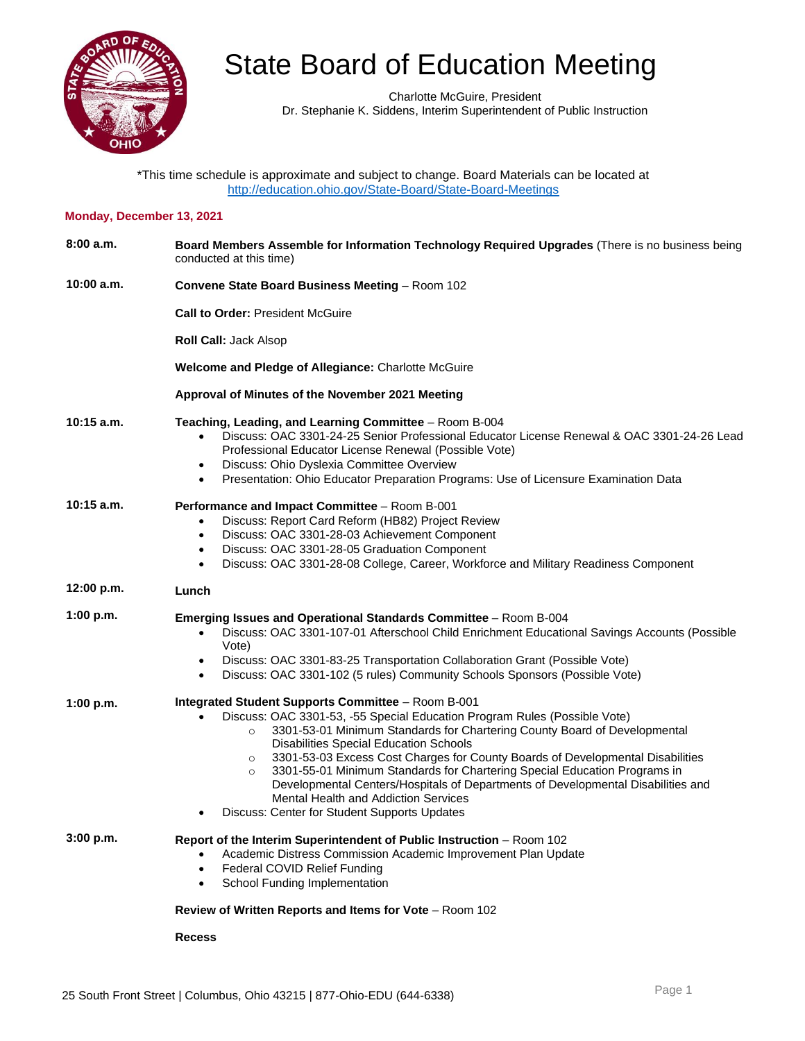# State Board of Education Meeting

Charlotte McGuire, President
Dr. Stephanie K. Siddens, Interim Superintendent of Public Instruction

*This time schedule is approximate and subject to change. Board Materials can be located at http://education.ohio.gov/State-Board/State-Board-Meetings

## Monday, December 13, 2021

**8:00 a.m.** — **Board Members Assemble for Information Technology Required Upgrades** (There is no business being conducted at this time)

**10:00 a.m.** — **Convene State Board Business Meeting** – Room 102

**Call to Order:** President McGuire

**Roll Call:** Jack Alsop

**Welcome and Pledge of Allegiance:** Charlotte McGuire

**Approval of Minutes of the November 2021 Meeting**

**10:15 a.m.** — **Teaching, Leading, and Learning Committee** – Room B-004

- Discuss: OAC 3301-24-25 Senior Professional Educator License Renewal & OAC 3301-24-26 Lead Professional Educator License Renewal (Possible Vote)
- Discuss: Ohio Dyslexia Committee Overview
- Presentation: Ohio Educator Preparation Programs: Use of Licensure Examination Data

**10:15 a.m.** — **Performance and Impact Committee** – Room B-001

- Discuss: Report Card Reform (HB82) Project Review
- Discuss: OAC 3301-28-03 Achievement Component
- Discuss: OAC 3301-28-05 Graduation Component
- Discuss: OAC 3301-28-08 College, Career, Workforce and Military Readiness Component

**12:00 p.m.** — **Lunch**

**1:00 p.m.** — **Emerging Issues and Operational Standards Committee** – Room B-004

- Discuss: OAC 3301-107-01 Afterschool Child Enrichment Educational Savings Accounts (Possible Vote)
- Discuss: OAC 3301-83-25 Transportation Collaboration Grant (Possible Vote)
- Discuss: OAC 3301-102 (5 rules) Community Schools Sponsors (Possible Vote)

**1:00 p.m.** — **Integrated Student Supports Committee** – Room B-001

- Discuss: OAC 3301-53, -55 Special Education Program Rules (Possible Vote)
  - 3301-53-01 Minimum Standards for Chartering County Board of Developmental Disabilities Special Education Schools
  - 3301-53-03 Excess Cost Charges for County Boards of Developmental Disabilities
  - 3301-55-01 Minimum Standards for Chartering Special Education Programs in Developmental Centers/Hospitals of Departments of Developmental Disabilities and Mental Health and Addiction Services
- Discuss: Center for Student Supports Updates

**3:00 p.m.** — **Report of the Interim Superintendent of Public Instruction** – Room 102

- Academic Distress Commission Academic Improvement Plan Update
- Federal COVID Relief Funding
- School Funding Implementation

**Review of Written Reports and Items for Vote** – Room 102

**Recess**

25 South Front Street | Columbus, Ohio 43215 | 877-Ohio-EDU (644-6338)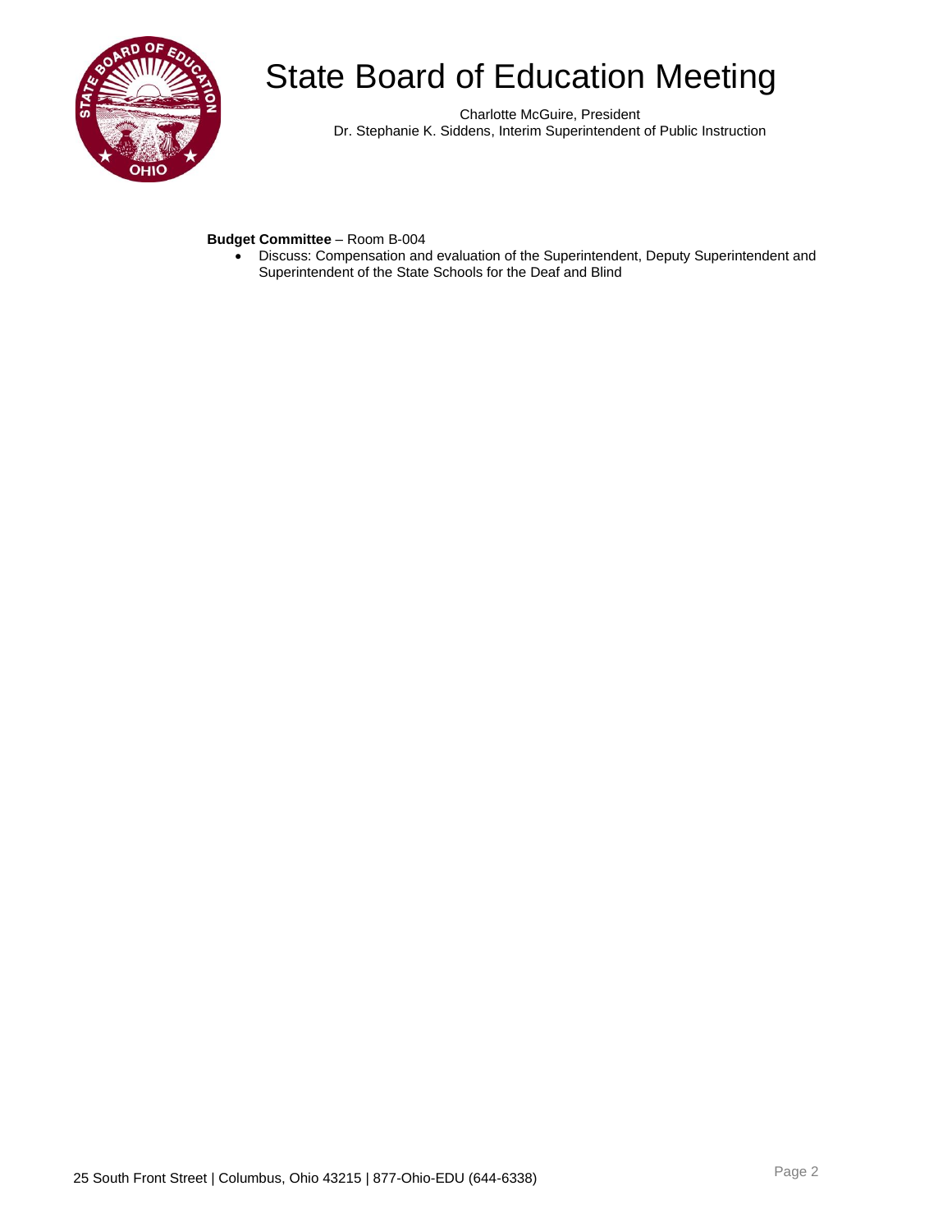# State Board of Education Meeting

Charlotte McGuire, President
Dr. Stephanie K. Siddens, Interim Superintendent of Public Instruction

**Budget Committee** – Room B-004

- Discuss: Compensation and evaluation of the Superintendent, Deputy Superintendent and Superintendent of the State Schools for the Deaf and Blind

25 South Front Street | Columbus, Ohio 43215 | 877-Ohio-EDU (644-6338)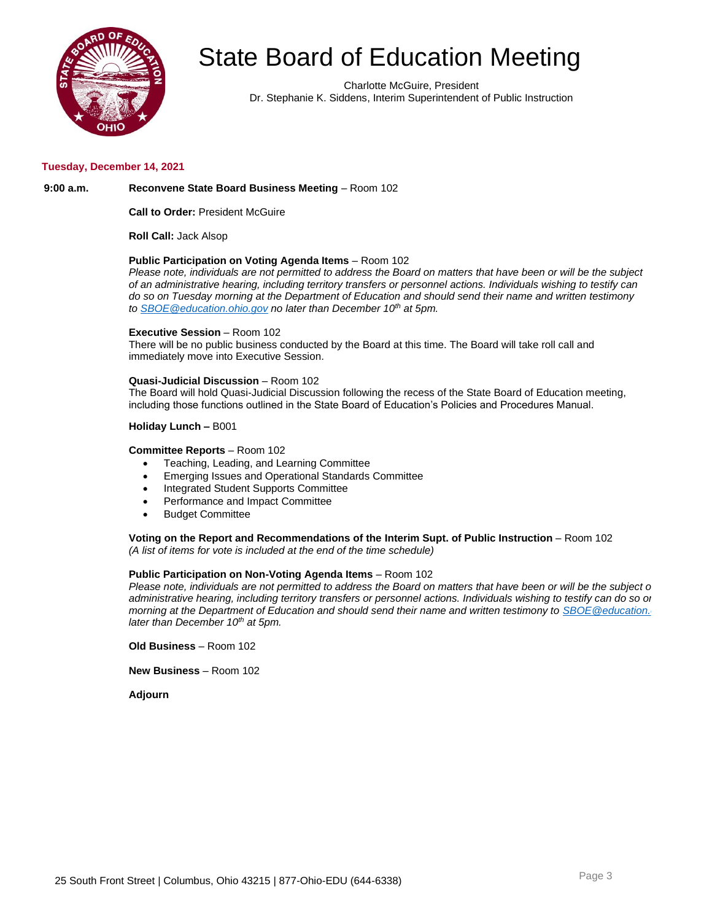# State Board of Education Meeting

Charlotte McGuire, President
Dr. Stephanie K. Siddens, Interim Superintendent of Public Instruction

**Tuesday, December 14, 2021**

**9:00 a.m.** **Reconvene State Board Business Meeting** – Room 102

**Call to Order:** President McGuire

**Roll Call:** Jack Alsop

**Public Participation on Voting Agenda Items** – Room 102
*Please note, individuals are not permitted to address the Board on matters that have been or will be the subject of an administrative hearing, including territory transfers or personnel actions. Individuals wishing to testify can do so on Tuesday morning at the Department of Education and should send their name and written testimony to SBOE@education.ohio.gov no later than December 10th at 5pm.*

**Executive Session** – Room 102
There will be no public business conducted by the Board at this time. The Board will take roll call and immediately move into Executive Session.

**Quasi-Judicial Discussion** – Room 102
The Board will hold Quasi-Judicial Discussion following the recess of the State Board of Education meeting, including those functions outlined in the State Board of Education's Policies and Procedures Manual.

**Holiday Lunch –** B001

**Committee Reports** – Room 102

- Teaching, Leading, and Learning Committee
- Emerging Issues and Operational Standards Committee
- Integrated Student Supports Committee
- Performance and Impact Committee
- Budget Committee

**Voting on the Report and Recommendations of the Interim Supt. of Public Instruction** – Room 102
*(A list of items for vote is included at the end of the time schedule)*

**Public Participation on Non-Voting Agenda Items** – Room 102
*Please note, individuals are not permitted to address the Board on matters that have been or will be the subject o administrative hearing, including territory transfers or personnel actions. Individuals wishing to testify can do so or morning at the Department of Education and should send their name and written testimony to SBOE@education. later than December 10th at 5pm.*

**Old Business** – Room 102

**New Business** – Room 102

**Adjourn**

25 South Front Street | Columbus, Ohio 43215 | 877-Ohio-EDU (644-6338)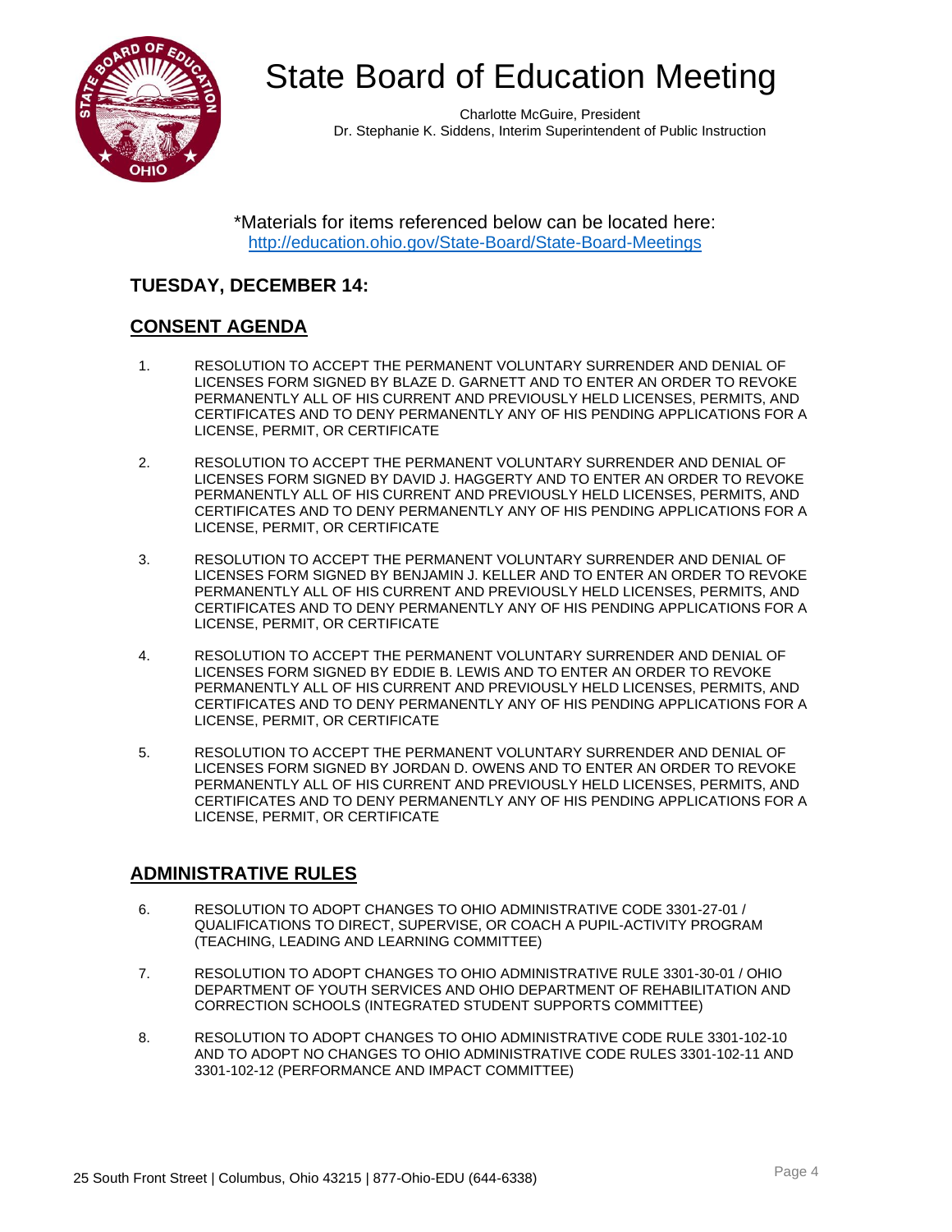# State Board of Education Meeting

Charlotte McGuire, President
Dr. Stephanie K. Siddens, Interim Superintendent of Public Instruction

*Materials for items referenced below can be located here:
http://education.ohio.gov/State-Board/State-Board-Meetings

## TUESDAY, DECEMBER 14:

### CONSENT AGENDA

1. RESOLUTION TO ACCEPT THE PERMANENT VOLUNTARY SURRENDER AND DENIAL OF LICENSES FORM SIGNED BY BLAZE D. GARNETT AND TO ENTER AN ORDER TO REVOKE PERMANENTLY ALL OF HIS CURRENT AND PREVIOUSLY HELD LICENSES, PERMITS, AND CERTIFICATES AND TO DENY PERMANENTLY ANY OF HIS PENDING APPLICATIONS FOR A LICENSE, PERMIT, OR CERTIFICATE

2. RESOLUTION TO ACCEPT THE PERMANENT VOLUNTARY SURRENDER AND DENIAL OF LICENSES FORM SIGNED BY DAVID J. HAGGERTY AND TO ENTER AN ORDER TO REVOKE PERMANENTLY ALL OF HIS CURRENT AND PREVIOUSLY HELD LICENSES, PERMITS, AND CERTIFICATES AND TO DENY PERMANENTLY ANY OF HIS PENDING APPLICATIONS FOR A LICENSE, PERMIT, OR CERTIFICATE

3. RESOLUTION TO ACCEPT THE PERMANENT VOLUNTARY SURRENDER AND DENIAL OF LICENSES FORM SIGNED BY BENJAMIN J. KELLER AND TO ENTER AN ORDER TO REVOKE PERMANENTLY ALL OF HIS CURRENT AND PREVIOUSLY HELD LICENSES, PERMITS, AND CERTIFICATES AND TO DENY PERMANENTLY ANY OF HIS PENDING APPLICATIONS FOR A LICENSE, PERMIT, OR CERTIFICATE

4. RESOLUTION TO ACCEPT THE PERMANENT VOLUNTARY SURRENDER AND DENIAL OF LICENSES FORM SIGNED BY EDDIE B. LEWIS AND TO ENTER AN ORDER TO REVOKE PERMANENTLY ALL OF HIS CURRENT AND PREVIOUSLY HELD LICENSES, PERMITS, AND CERTIFICATES AND TO DENY PERMANENTLY ANY OF HIS PENDING APPLICATIONS FOR A LICENSE, PERMIT, OR CERTIFICATE

5. RESOLUTION TO ACCEPT THE PERMANENT VOLUNTARY SURRENDER AND DENIAL OF LICENSES FORM SIGNED BY JORDAN D. OWENS AND TO ENTER AN ORDER TO REVOKE PERMANENTLY ALL OF HIS CURRENT AND PREVIOUSLY HELD LICENSES, PERMITS, AND CERTIFICATES AND TO DENY PERMANENTLY ANY OF HIS PENDING APPLICATIONS FOR A LICENSE, PERMIT, OR CERTIFICATE

### ADMINISTRATIVE RULES

6. RESOLUTION TO ADOPT CHANGES TO OHIO ADMINISTRATIVE CODE 3301-27-01 / QUALIFICATIONS TO DIRECT, SUPERVISE, OR COACH A PUPIL-ACTIVITY PROGRAM (TEACHING, LEADING AND LEARNING COMMITTEE)

7. RESOLUTION TO ADOPT CHANGES TO OHIO ADMINISTRATIVE RULE 3301-30-01 / OHIO DEPARTMENT OF YOUTH SERVICES AND OHIO DEPARTMENT OF REHABILITATION AND CORRECTION SCHOOLS (INTEGRATED STUDENT SUPPORTS COMMITTEE)

8. RESOLUTION TO ADOPT CHANGES TO OHIO ADMINISTRATIVE CODE RULE 3301-102-10 AND TO ADOPT NO CHANGES TO OHIO ADMINISTRATIVE CODE RULES 3301-102-11 AND 3301-102-12 (PERFORMANCE AND IMPACT COMMITTEE)

25 South Front Street | Columbus, Ohio 43215 | 877-Ohio-EDU (644-6338)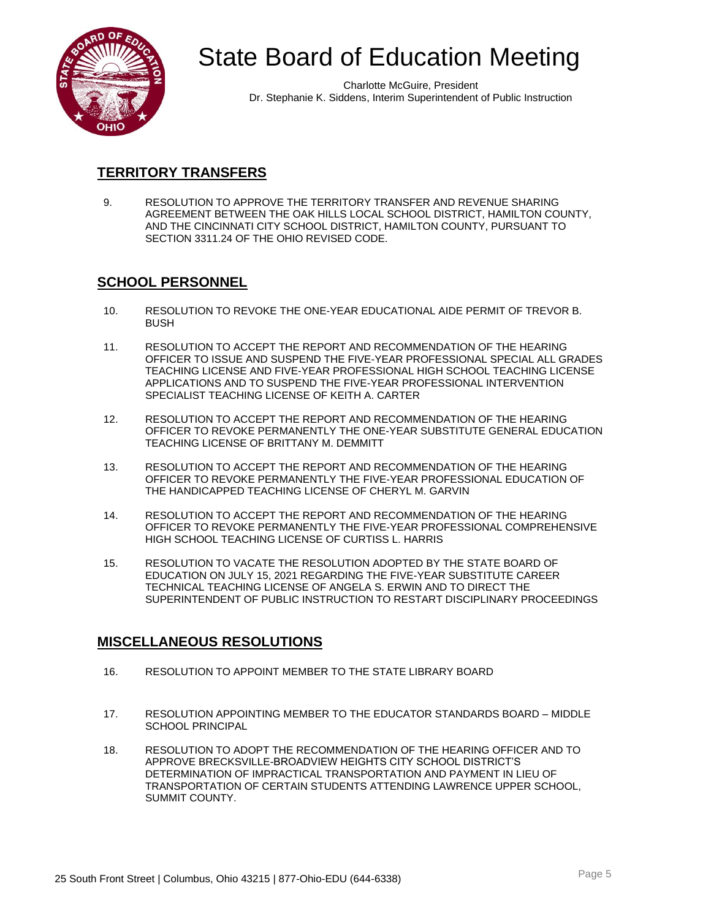## TERRITORY TRANSFERS

9. RESOLUTION TO APPROVE THE TERRITORY TRANSFER AND REVENUE SHARING AGREEMENT BETWEEN THE OAK HILLS LOCAL SCHOOL DISTRICT, HAMILTON COUNTY, AND THE CINCINNATI CITY SCHOOL DISTRICT, HAMILTON COUNTY, PURSUANT TO SECTION 3311.24 OF THE OHIO REVISED CODE.

## SCHOOL PERSONNEL

10. RESOLUTION TO REVOKE THE ONE-YEAR EDUCATIONAL AIDE PERMIT OF TREVOR B. BUSH

11. RESOLUTION TO ACCEPT THE REPORT AND RECOMMENDATION OF THE HEARING OFFICER TO ISSUE AND SUSPEND THE FIVE-YEAR PROFESSIONAL SPECIAL ALL GRADES TEACHING LICENSE AND FIVE-YEAR PROFESSIONAL HIGH SCHOOL TEACHING LICENSE APPLICATIONS AND TO SUSPEND THE FIVE-YEAR PROFESSIONAL INTERVENTION SPECIALIST TEACHING LICENSE OF KEITH A. CARTER

12. RESOLUTION TO ACCEPT THE REPORT AND RECOMMENDATION OF THE HEARING OFFICER TO REVOKE PERMANENTLY THE ONE-YEAR SUBSTITUTE GENERAL EDUCATION TEACHING LICENSE OF BRITTANY M. DEMMITT

13. RESOLUTION TO ACCEPT THE REPORT AND RECOMMENDATION OF THE HEARING OFFICER TO REVOKE PERMANENTLY THE FIVE-YEAR PROFESSIONAL EDUCATION OF THE HANDICAPPED TEACHING LICENSE OF CHERYL M. GARVIN

14. RESOLUTION TO ACCEPT THE REPORT AND RECOMMENDATION OF THE HEARING OFFICER TO REVOKE PERMANENTLY THE FIVE-YEAR PROFESSIONAL COMPREHENSIVE HIGH SCHOOL TEACHING LICENSE OF CURTISS L. HARRIS

15. RESOLUTION TO VACATE THE RESOLUTION ADOPTED BY THE STATE BOARD OF EDUCATION ON JULY 15, 2021 REGARDING THE FIVE-YEAR SUBSTITUTE CAREER TECHNICAL TEACHING LICENSE OF ANGELA S. ERWIN AND TO DIRECT THE SUPERINTENDENT OF PUBLIC INSTRUCTION TO RESTART DISCIPLINARY PROCEEDINGS

## MISCELLANEOUS RESOLUTIONS

16. RESOLUTION TO APPOINT MEMBER TO THE STATE LIBRARY BOARD

17. RESOLUTION APPOINTING MEMBER TO THE EDUCATOR STANDARDS BOARD – MIDDLE SCHOOL PRINCIPAL

18. RESOLUTION TO ADOPT THE RECOMMENDATION OF THE HEARING OFFICER AND TO APPROVE BRECKSVILLE-BROADVIEW HEIGHTS CITY SCHOOL DISTRICT'S DETERMINATION OF IMPRACTICAL TRANSPORTATION AND PAYMENT IN LIEU OF TRANSPORTATION OF CERTAIN STUDENTS ATTENDING LAWRENCE UPPER SCHOOL, SUMMIT COUNTY.